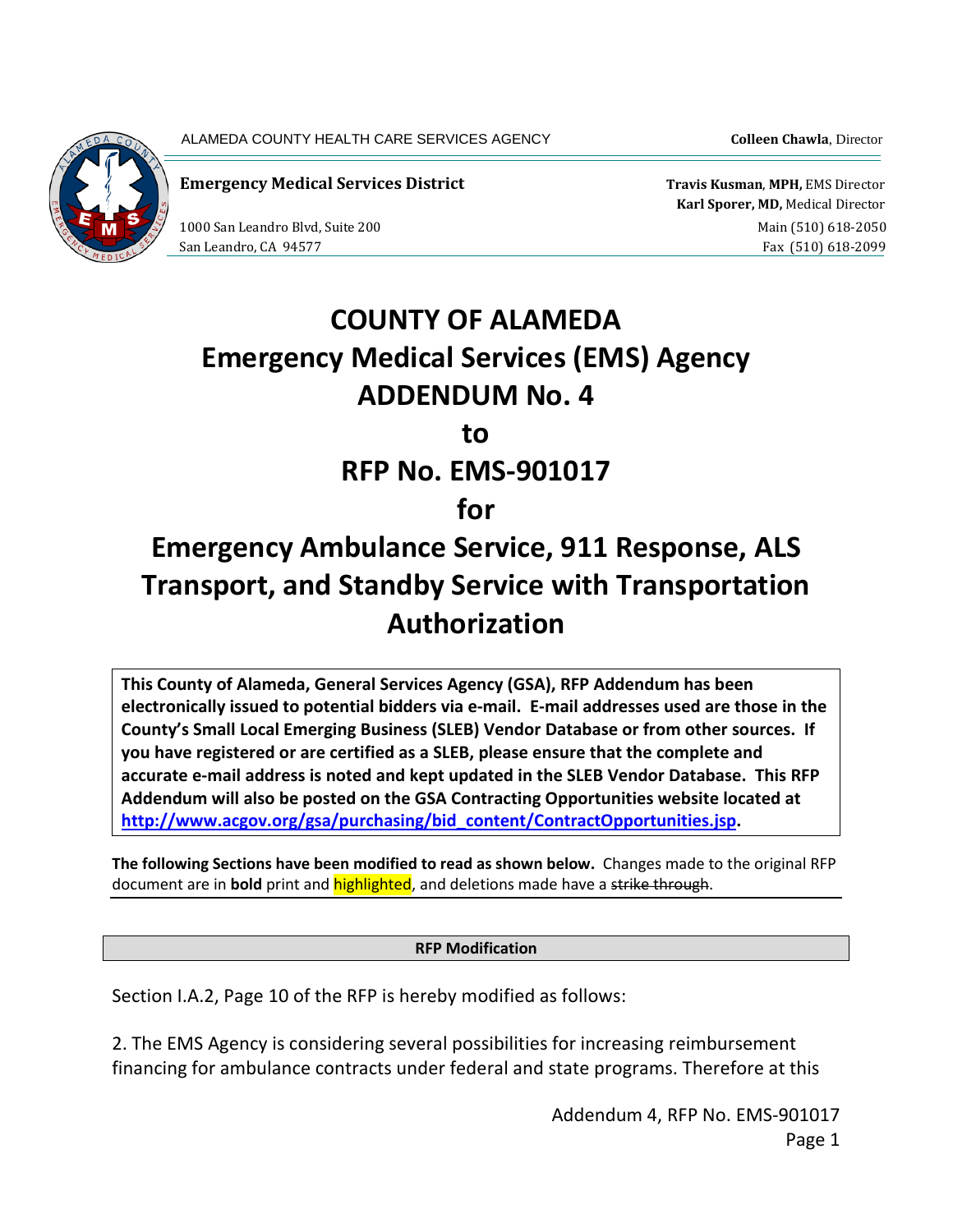ALAMEDA COUNTY HEALTH CARE SERVICES AGENCY **Colleen Chawla**, Director

**Emergency Medical Services District**

**Travis Kusman**, **MPH,** EMS Director
**Karl Sporer, MD,** Medical Director

1000 San Leandro Blvd, Suite 200
San Leandro, CA 94577

Main (510) 618-2050
Fax (510) 618-2099

# COUNTY OF ALAMEDA
# Emergency Medical Services (EMS) Agency
# ADDENDUM No. 4
# to
# RFP No. EMS-901017
# for
# Emergency Ambulance Service, 911 Response, ALS Transport, and Standby Service with Transportation Authorization

**This County of Alameda, General Services Agency (GSA), RFP Addendum has been electronically issued to potential bidders via e-mail. E-mail addresses used are those in the County's Small Local Emerging Business (SLEB) Vendor Database or from other sources. If you have registered or are certified as a SLEB, please ensure that the complete and accurate e-mail address is noted and kept updated in the SLEB Vendor Database. This RFP Addendum will also be posted on the GSA Contracting Opportunities website located at http://www.acgov.org/gsa/purchasing/bid_content/ContractOpportunities.jsp.**

**The following Sections have been modified to read as shown below.** Changes made to the original RFP document are in **bold** print and highlighted, and deletions made have a ~~strike through~~.

**RFP Modification**

Section I.A.2, Page 10 of the RFP is hereby modified as follows:

2. The EMS Agency is considering several possibilities for increasing reimbursement financing for ambulance contracts under federal and state programs. Therefore at this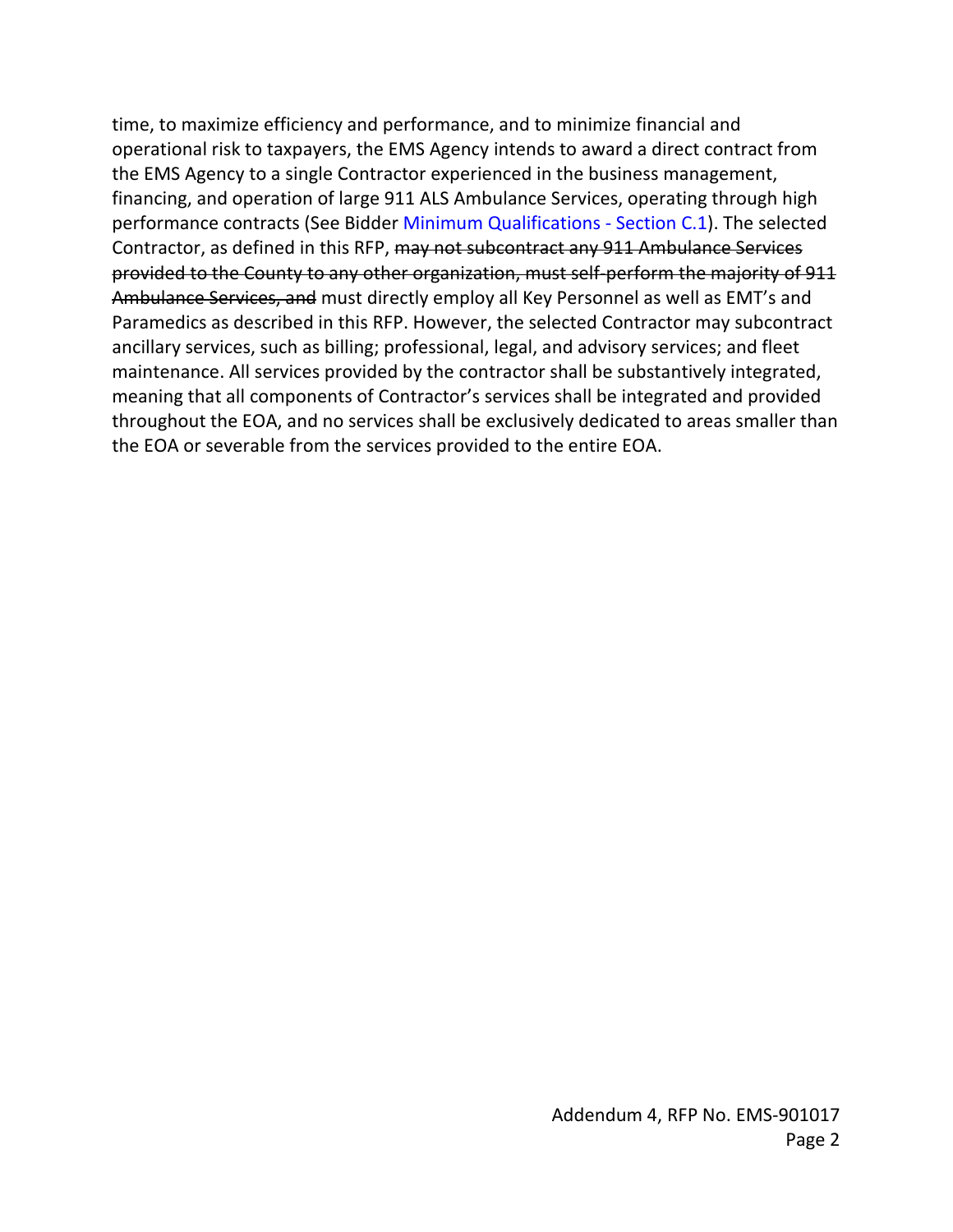time, to maximize efficiency and performance, and to minimize financial and operational risk to taxpayers, the EMS Agency intends to award a direct contract from the EMS Agency to a single Contractor experienced in the business management, financing, and operation of large 911 ALS Ambulance Services, operating through high performance contracts (See Bidder Minimum Qualifications - Section C.1). The selected Contractor, as defined in this RFP, ~~may not subcontract any 911 Ambulance Services provided to the County to any other organization, must self-perform the majority of 911 Ambulance Services, and~~ must directly employ all Key Personnel as well as EMT's and Paramedics as described in this RFP. However, the selected Contractor may subcontract ancillary services, such as billing; professional, legal, and advisory services; and fleet maintenance. All services provided by the contractor shall be substantively integrated, meaning that all components of Contractor's services shall be integrated and provided throughout the EOA, and no services shall be exclusively dedicated to areas smaller than the EOA or severable from the services provided to the entire EOA.